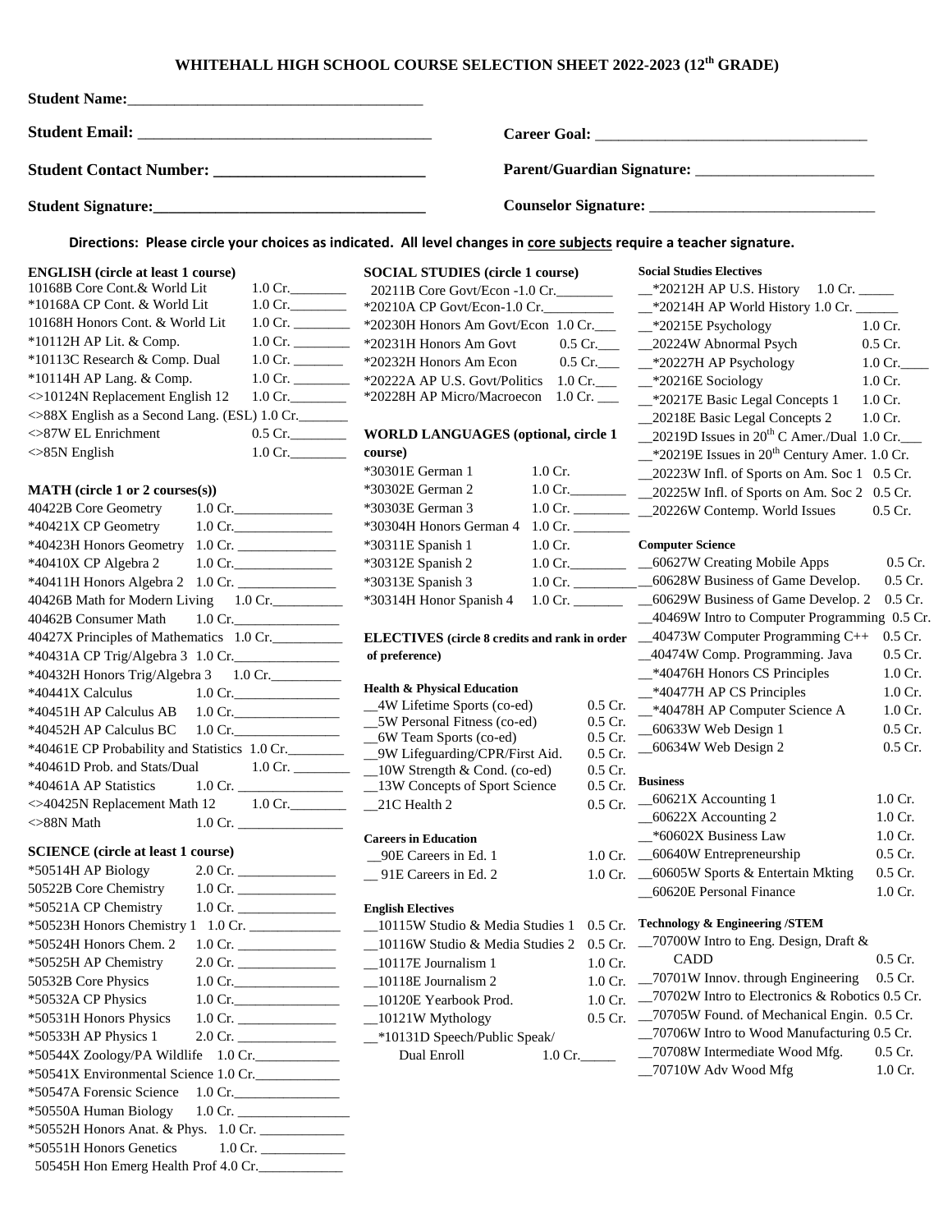# WHITEHALL HIGH SCHOOL COURSE SELECTION SHEET 2022-2023 (12th GRADE)

**Student Name:**________________________________________

**Student Email:** ______________________________________ **Career Goal:** ____________________________________

**Student Contact Number:** ___________________________ **Parent/Guardian Signature:** ________________________

**Student Signature:**___________________________________ **Counselor Signature:** ______________________________

**Directions: Please circle your choices as indicated. All level changes in core subjects require a teacher signature.**

**ENGLISH (circle at least 1 course)**

10168B Core Cont.& World Lit 1.0 Cr.________
*10168A CP Cont. & World Lit 1.0 Cr.________
10168H Honors Cont. & World Lit 1.0 Cr. ________
*10112H AP Lit. & Comp. 1.0 Cr. ________
*10113C Research & Comp. Dual 1.0 Cr. _______
*10114H AP Lang. & Comp. 1.0 Cr. ________
<>10124N Replacement English 12 1.0 Cr.________
<>88X English as a Second Lang. (ESL) 1.0 Cr._______
<>87W EL Enrichment 0.5 Cr.________
<>85N English 1.0 Cr.________

**MATH (circle 1 or 2 courses(s))**

40422B Core Geometry 1.0 Cr.______________
*40421X CP Geometry 1.0 Cr.______________
*40423H Honors Geometry 1.0 Cr. ______________
*40410X CP Algebra 2 1.0 Cr.______________
*40411H Honors Algebra 2 1.0 Cr. ______________
40426B Math for Modern Living 1.0 Cr.__________
40462B Consumer Math 1.0 Cr.______________
40427X Principles of Mathematics 1.0 Cr.__________
*40431A CP Trig/Algebra 3 1.0 Cr.______________
*40432H Honors Trig/Algebra 3 1.0 Cr.__________
*40441X Calculus 1.0 Cr.______________
*40451H AP Calculus AB 1.0 Cr.______________
*40452H AP Calculus BC 1.0 Cr.______________
*40461E CP Probability and Statistics 1.0 Cr.________
*40461D Prob. and Stats/Dual 1.0 Cr. ________
*40461A AP Statistics 1.0 Cr. ______________
<>40425N Replacement Math 12 1.0 Cr.________
<>88N Math 1.0 Cr. ______________

**SCIENCE (circle at least 1 course)**

*50514H AP Biology 2.0 Cr. ______________
50522B Core Chemistry 1.0 Cr. ______________
*50521A CP Chemistry 1.0 Cr. ______________
*50523H Honors Chemistry 1 1.0 Cr. ______________
*50524H Honors Chem. 2 1.0 Cr. ______________
*50525H AP Chemistry 2.0 Cr. ______________
50532B Core Physics 1.0 Cr.______________
*50532A CP Physics 1.0 Cr.______________
*50531H Honors Physics 1.0 Cr. ______________
*50533H AP Physics 1 2.0 Cr. ______________
*50544X Zoology/PA Wildlife 1.0 Cr.____________
*50541X Environmental Science 1.0 Cr.____________
*50547A Forensic Science 1.0 Cr.______________
*50550A Human Biology 1.0 Cr. ______________
*50552H Honors Anat. & Phys. 1.0 Cr. ____________
*50551H Honors Genetics 1.0 Cr. ____________
50545H Hon Emerg Health Prof 4.0 Cr.____________

**SOCIAL STUDIES (circle 1 course)**

20211B Core Govt/Econ -1.0 Cr.________
*20210A CP Govt/Econ-1.0 Cr.__________
*20230H Honors Am Govt/Econ 1.0 Cr.___
*20231H Honors Am Govt 0.5 Cr.___
*20232H Honors Am Econ 0.5 Cr.___
*20222A AP U.S. Govt/Politics 1.0 Cr.___
*20228H AP Micro/Macroecon 1.0 Cr. ___

**WORLD LANGUAGES (optional, circle 1 course)**

*30301E German 1 1.0 Cr.
*30302E German 2 1.0 Cr.________
*30303E German 3 1.0 Cr. ________
*30304H Honors German 4 1.0 Cr. ________
*30311E Spanish 1 1.0 Cr.
*30312E Spanish 2 1.0 Cr.________
*30313E Spanish 3 1.0 Cr. ________
*30314H Honor Spanish 4 1.0 Cr. _______

**ELECTIVES (circle 8 credits and rank in order of preference)**

**Health & Physical Education**

__4W Lifetime Sports (co-ed) 0.5 Cr.
__5W Personal Fitness (co-ed) 0.5 Cr.
__6W Team Sports (co-ed) 0.5 Cr.
__9W Lifeguarding/CPR/First Aid. 0.5 Cr.
__10W Strength & Cond. (co-ed) 0.5 Cr.
__13W Concepts of Sport Science 0.5 Cr.
__21C Health 2 0.5 Cr.

**Careers in Education**

__90E Careers in Ed. 1 1.0 Cr.
__ 91E Careers in Ed. 2 1.0 Cr.

**English Electives**

__10115W Studio & Media Studies 1 0.5 Cr.
__10116W Studio & Media Studies 2 0.5 Cr.
__10117E Journalism 1 1.0 Cr.
__10118E Journalism 2 1.0 Cr.
__10120E Yearbook Prod. 1.0 Cr.
__10121W Mythology 0.5 Cr.
__*10131D Speech/Public Speak/ Dual Enroll 1.0 Cr._____

**Social Studies Electives**

__*20212H AP U.S. History 1.0 Cr. _____
__*20214H AP World History 1.0 Cr. ______
__*20215E Psychology 1.0 Cr.
__20224W Abnormal Psych 0.5 Cr.
__*20227H AP Psychology 1.0 Cr.____
__*20216E Sociology 1.0 Cr.
__*20217E Basic Legal Concepts 1 1.0 Cr.
__20218E Basic Legal Concepts 2 1.0 Cr.
__20219D Issues in 20th C Amer./Dual 1.0 Cr.___
__*20219E Issues in 20th Century Amer. 1.0 Cr.
__20223W Infl. of Sports on Am. Soc 1 0.5 Cr.
__20225W Infl. of Sports on Am. Soc 2 0.5 Cr.
__20226W Contemp. World Issues 0.5 Cr.

**Computer Science**

__60627W Creating Mobile Apps 0.5 Cr.
__60628W Business of Game Develop. 0.5 Cr.
__60629W Business of Game Develop. 2 0.5 Cr.
__40469W Intro to Computer Programming 0.5 Cr.
__40473W Computer Programming C++ 0.5 Cr.
__40474W Comp. Programming. Java 0.5 Cr.
__*40476H Honors CS Principles 1.0 Cr.
__*40477H AP CS Principles 1.0 Cr.
__*40478H AP Computer Science A 1.0 Cr.
__60633W Web Design 1 0.5 Cr.
__60634W Web Design 2 0.5 Cr.

**Business**

__60621X Accounting 1 1.0 Cr.
__60622X Accounting 2 1.0 Cr.
__*60602X Business Law 1.0 Cr.
__60640W Entrepreneurship 0.5 Cr.
__60605W Sports & Entertain Mkting 0.5 Cr.
__60620E Personal Finance 1.0 Cr.

**Technology & Engineering /STEM**

__70700W Intro to Eng. Design, Draft & CADD 0.5 Cr.
__70701W Innov. through Engineering 0.5 Cr.
__70702W Intro to Electronics & Robotics 0.5 Cr.
__70705W Found. of Mechanical Engin. 0.5 Cr.
__70706W Intro to Wood Manufacturing 0.5 Cr.
__70708W Intermediate Wood Mfg. 0.5 Cr.
__70710W Adv Wood Mfg 1.0 Cr.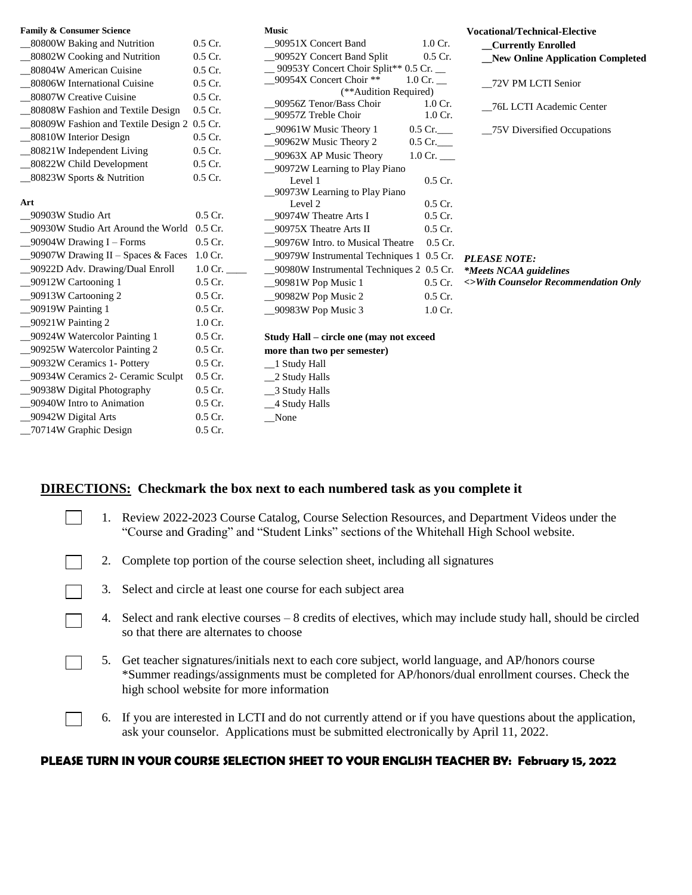**Family & Consumer Science**

__80800W Baking and Nutrition 0.5 Cr.
__80802W Cooking and Nutrition 0.5 Cr.
__80804W American Cuisine 0.5 Cr.
__80806W International Cuisine 0.5 Cr.
__80807W Creative Cuisine 0.5 Cr.
__80808W Fashion and Textile Design 0.5 Cr.
__80809W Fashion and Textile Design 2 0.5 Cr.
__80810W Interior Design 0.5 Cr.
__80821W Independent Living 0.5 Cr.
__80822W Child Development 0.5 Cr.
__80823W Sports & Nutrition 0.5 Cr.

**Art**

__90903W Studio Art 0.5 Cr.
__90930W Studio Art Around the World 0.5 Cr.
__90904W Drawing I – Forms 0.5 Cr.
__90907W Drawing II – Spaces & Faces 1.0 Cr.
__90922D Adv. Drawing/Dual Enroll 1.0 Cr. ____
__90912W Cartooning 1 0.5 Cr.
__90913W Cartooning 2 0.5 Cr.
__90919W Painting 1 0.5 Cr.
__90921W Painting 2 1.0 Cr.
__90924W Watercolor Painting 1 0.5 Cr.
__90925W Watercolor Painting 2 0.5 Cr.
__90932W Ceramics 1- Pottery 0.5 Cr.
__90934W Ceramics 2- Ceramic Sculpt 0.5 Cr.
__90938W Digital Photography 0.5 Cr.
__90940W Intro to Animation 0.5 Cr.
__90942W Digital Arts 0.5 Cr.
__70714W Graphic Design 0.5 Cr.

**Music**

__90951X Concert Band 1.0 Cr.
__90952Y Concert Band Split 0.5 Cr.
__ 90953Y Concert Choir Split** 0.5 Cr. __
__90954X Concert Choir ** 1.0 Cr. __
(**Audition Required)
__90956Z Tenor/Bass Choir 1.0 Cr.
__90957Z Treble Choir 1.0 Cr.
__90961W Music Theory 1 0.5 Cr.___
__90962W Music Theory 2 0.5 Cr.___
__90963X AP Music Theory 1.0 Cr. ___
__90972W Learning to Play Piano Level 1 0.5 Cr.
__90973W Learning to Play Piano Level 2 0.5 Cr.
__90974W Theatre Arts I 0.5 Cr.
__90975X Theatre Arts II 0.5 Cr.
__90976W Intro. to Musical Theatre 0.5 Cr.
__90979W Instrumental Techniques 1 0.5 Cr.
__90980W Instrumental Techniques 2 0.5 Cr.
__90981W Pop Music 1 0.5 Cr.
__90982W Pop Music 2 0.5 Cr.
__90983W Pop Music 3 1.0 Cr.

**Study Hall – circle one (may not exceed more than two per semester)**

__1 Study Hall
__2 Study Halls
__3 Study Halls
__4 Study Halls
__None

**Vocational/Technical-Elective**

**__Currently Enrolled**
**__New Online Application Completed**

__72V PM LCTI Senior

__76L LCTI Academic Center

__75V Diversified Occupations

*PLEASE NOTE:*
***Meets NCAA guidelines***
***<>With Counselor Recommendation Only***

## DIRECTIONS: Checkmark the box next to each numbered task as you complete it

- ☐ 1. Review 2022-2023 Course Catalog, Course Selection Resources, and Department Videos under the "Course and Grading" and "Student Links" sections of the Whitehall High School website.
- ☐ 2. Complete top portion of the course selection sheet, including all signatures
- ☐ 3. Select and circle at least one course for each subject area
- ☐ 4. Select and rank elective courses – 8 credits of electives, which may include study hall, should be circled so that there are alternates to choose
- ☐ 5. Get teacher signatures/initials next to each core subject, world language, and AP/honors course
  *Summer readings/assignments must be completed for AP/honors/dual enrollment courses. Check the high school website for more information
- ☐ 6. If you are interested in LCTI and do not currently attend or if you have questions about the application, ask your counselor. Applications must be submitted electronically by April 11, 2022.

**PLEASE TURN IN YOUR COURSE SELECTION SHEET TO YOUR ENGLISH TEACHER BY: February 15, 2022**